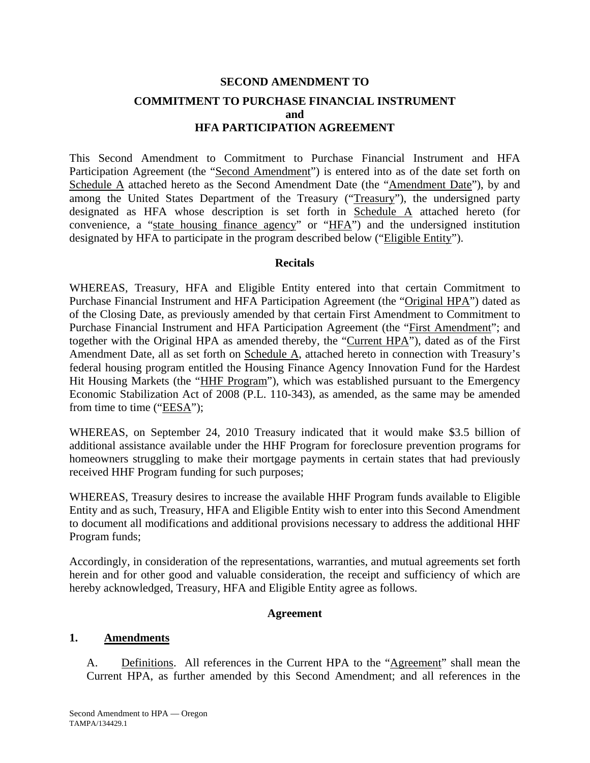**SECOND AMENDMENT TO**

**COMMITMENT TO PURCHASE FINANCIAL INSTRUMENT and HFA PARTICIPATION AGREEMENT**

This Second Amendment to Commitment to Purchase Financial Instrument and HFA Participation Agreement (the "Second Amendment") is entered into as of the date set forth on Schedule A attached hereto as the Second Amendment Date (the "Amendment Date"), by and among the United States Department of the Treasury ("Treasury"), the undersigned party designated as HFA whose description is set forth in Schedule A attached hereto (for convenience, a "state housing finance agency" or "HFA") and the undersigned institution designated by HFA to participate in the program described below ("Eligible Entity").

**Recitals**

WHEREAS, Treasury, HFA and Eligible Entity entered into that certain Commitment to Purchase Financial Instrument and HFA Participation Agreement (the "Original HPA") dated as of the Closing Date, as previously amended by that certain First Amendment to Commitment to Purchase Financial Instrument and HFA Participation Agreement (the "First Amendment"; and together with the Original HPA as amended thereby, the "Current HPA"), dated as of the First Amendment Date, all as set forth on Schedule A, attached hereto in connection with Treasury's federal housing program entitled the Housing Finance Agency Innovation Fund for the Hardest Hit Housing Markets (the "HHF Program"), which was established pursuant to the Emergency Economic Stabilization Act of 2008 (P.L. 110-343), as amended, as the same may be amended from time to time ("EESA");

WHEREAS, on September 24, 2010 Treasury indicated that it would make $3.5 billion of additional assistance available under the HHF Program for foreclosure prevention programs for homeowners struggling to make their mortgage payments in certain states that had previously received HHF Program funding for such purposes;

WHEREAS, Treasury desires to increase the available HHF Program funds available to Eligible Entity and as such, Treasury, HFA and Eligible Entity wish to enter into this Second Amendment to document all modifications and additional provisions necessary to address the additional HHF Program funds;

Accordingly, in consideration of the representations, warranties, and mutual agreements set forth herein and for other good and valuable consideration, the receipt and sufficiency of which are hereby acknowledged, Treasury, HFA and Eligible Entity agree as follows.

**Agreement**

**1. Amendments**

A. Definitions. All references in the Current HPA to the "Agreement" shall mean the Current HPA, as further amended by this Second Amendment; and all references in the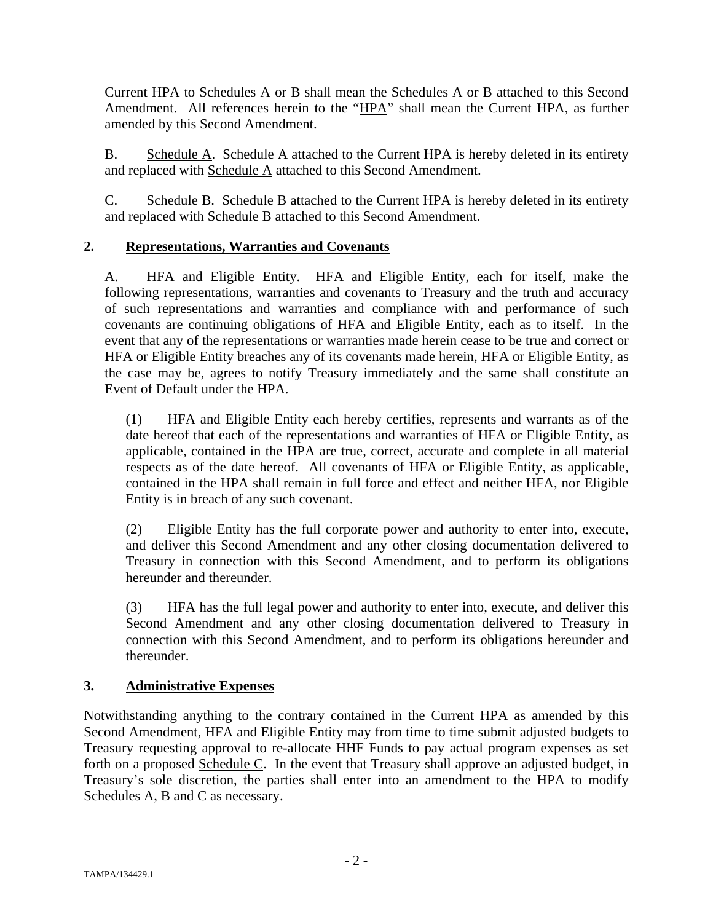Current HPA to Schedules A or B shall mean the Schedules A or B attached to this Second Amendment. All references herein to the "HPA" shall mean the Current HPA, as further amended by this Second Amendment.

B. Schedule A. Schedule A attached to the Current HPA is hereby deleted in its entirety and replaced with Schedule A attached to this Second Amendment.

C. Schedule B. Schedule B attached to the Current HPA is hereby deleted in its entirety and replaced with Schedule B attached to this Second Amendment.

## 2. Representations, Warranties and Covenants

A. HFA and Eligible Entity. HFA and Eligible Entity, each for itself, make the following representations, warranties and covenants to Treasury and the truth and accuracy of such representations and warranties and compliance with and performance of such covenants are continuing obligations of HFA and Eligible Entity, each as to itself. In the event that any of the representations or warranties made herein cease to be true and correct or HFA or Eligible Entity breaches any of its covenants made herein, HFA or Eligible Entity, as the case may be, agrees to notify Treasury immediately and the same shall constitute an Event of Default under the HPA.

(1) HFA and Eligible Entity each hereby certifies, represents and warrants as of the date hereof that each of the representations and warranties of HFA or Eligible Entity, as applicable, contained in the HPA are true, correct, accurate and complete in all material respects as of the date hereof. All covenants of HFA or Eligible Entity, as applicable, contained in the HPA shall remain in full force and effect and neither HFA, nor Eligible Entity is in breach of any such covenant.

(2) Eligible Entity has the full corporate power and authority to enter into, execute, and deliver this Second Amendment and any other closing documentation delivered to Treasury in connection with this Second Amendment, and to perform its obligations hereunder and thereunder.

(3) HFA has the full legal power and authority to enter into, execute, and deliver this Second Amendment and any other closing documentation delivered to Treasury in connection with this Second Amendment, and to perform its obligations hereunder and thereunder.

## 3. Administrative Expenses

Notwithstanding anything to the contrary contained in the Current HPA as amended by this Second Amendment, HFA and Eligible Entity may from time to time submit adjusted budgets to Treasury requesting approval to re-allocate HHF Funds to pay actual program expenses as set forth on a proposed Schedule C. In the event that Treasury shall approve an adjusted budget, in Treasury's sole discretion, the parties shall enter into an amendment to the HPA to modify Schedules A, B and C as necessary.

TAMPA/134429.1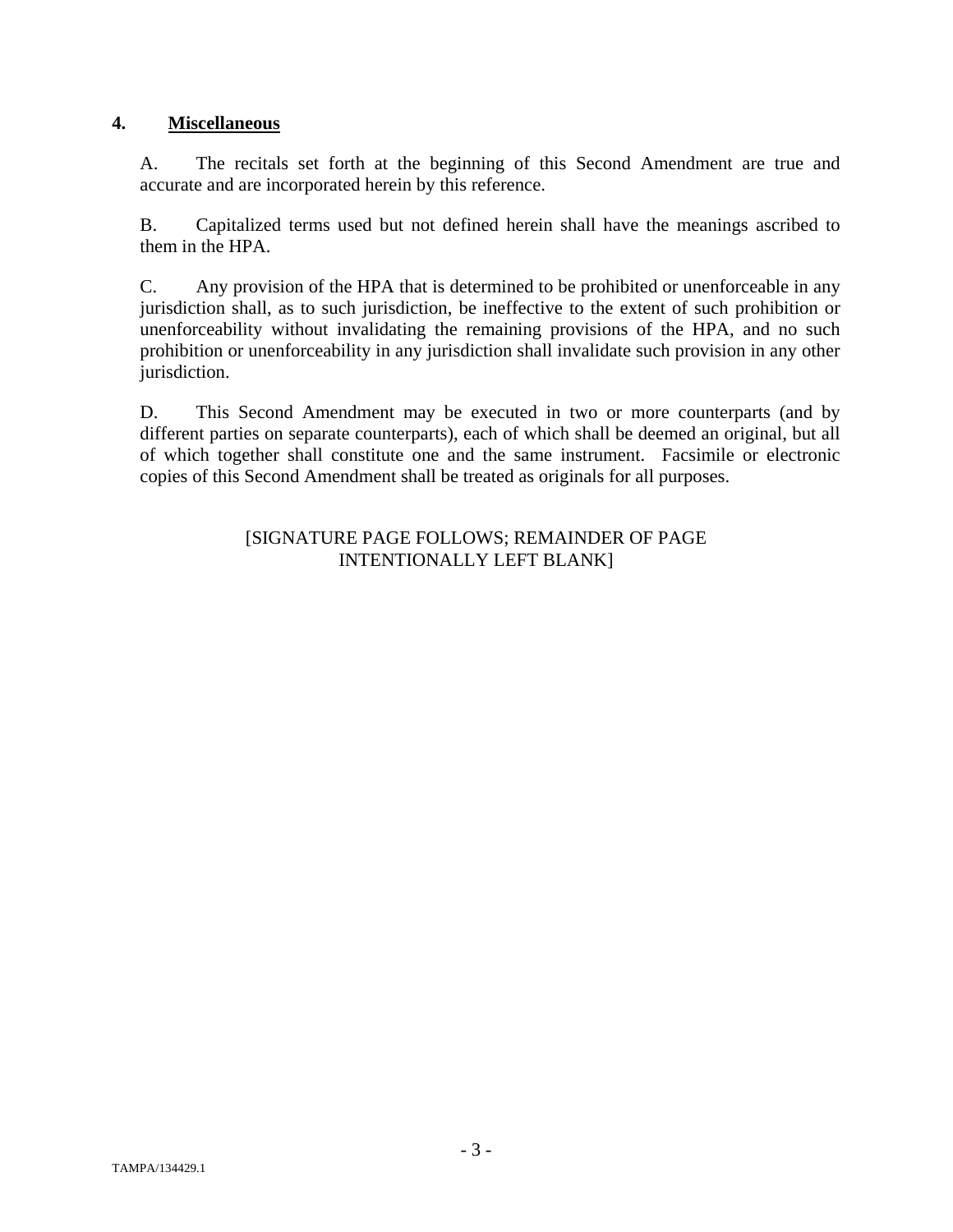## 4. **Miscellaneous**

A. The recitals set forth at the beginning of this Second Amendment are true and accurate and are incorporated herein by this reference.

B. Capitalized terms used but not defined herein shall have the meanings ascribed to them in the HPA.

C. Any provision of the HPA that is determined to be prohibited or unenforceable in any jurisdiction shall, as to such jurisdiction, be ineffective to the extent of such prohibition or unenforceability without invalidating the remaining provisions of the HPA, and no such prohibition or unenforceability in any jurisdiction shall invalidate such provision in any other jurisdiction.

D. This Second Amendment may be executed in two or more counterparts (and by different parties on separate counterparts), each of which shall be deemed an original, but all of which together shall constitute one and the same instrument. Facsimile or electronic copies of this Second Amendment shall be treated as originals for all purposes.

[SIGNATURE PAGE FOLLOWS; REMAINDER OF PAGE INTENTIONALLY LEFT BLANK]

TAMPA/134429.1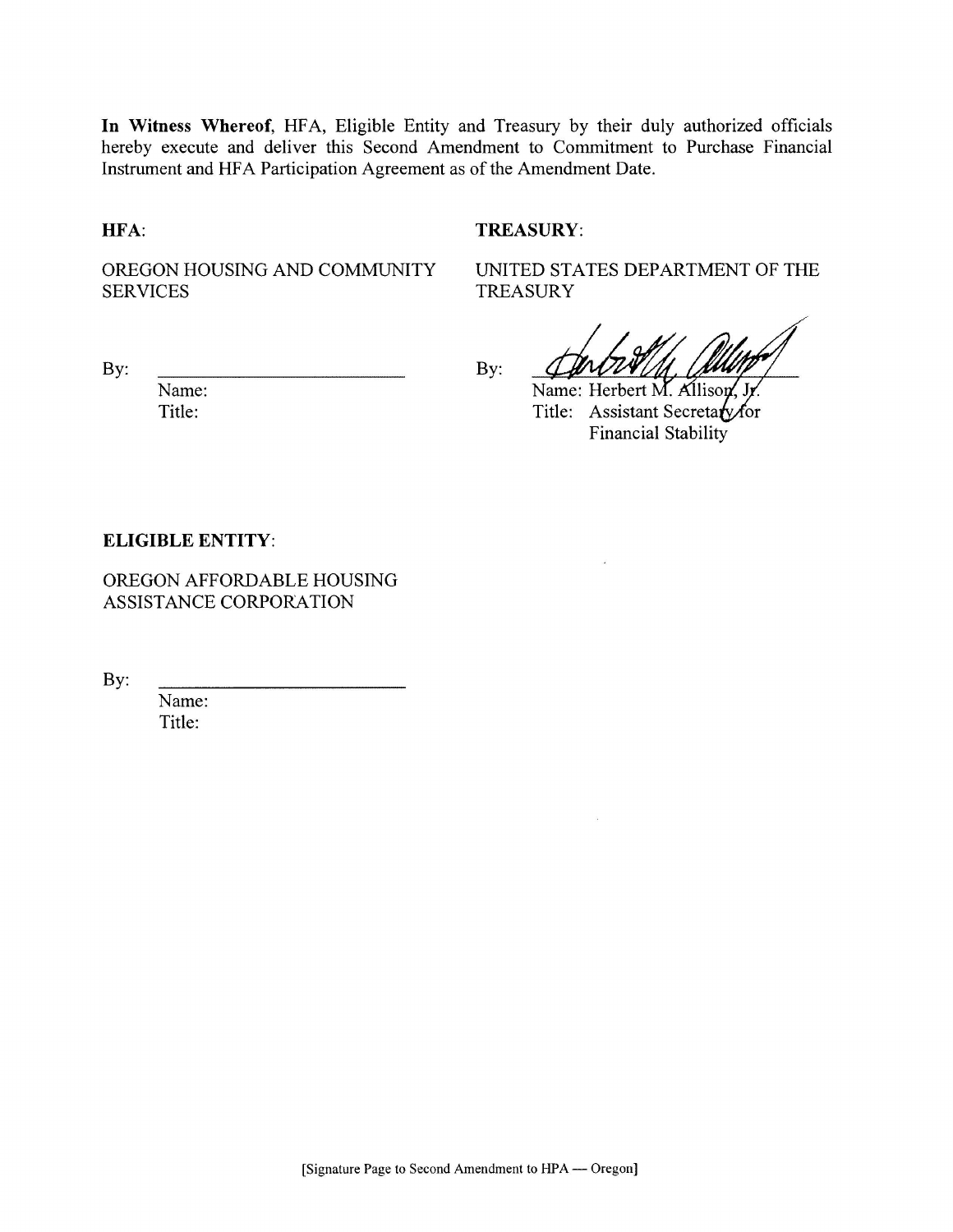**In Witness Whereof**, HFA, Eligible Entity and Treasury by their duly authorized officials hereby execute and deliver this Second Amendment to Commitment to Purchase Financial Instrument and HFA Participation Agreement as of the Amendment Date.

**HFA**:

OREGON HOUSING AND COMMUNITY SERVICES

By: \_\_\_\_\_\_\_\_\_\_\_\_\_\_\_\_\_\_\_\_\_\_\_\_

Name:

Title:

**TREASURY**:

UNITED STATES DEPARTMENT OF THE TREASURY

By: \_\_\_\_\_\_\_\_\_\_\_\_\_\_\_\_\_\_\_\_\_\_\_\_

Name: Herbert M. Allison, Jr.

Title: Assistant Secretary for Financial Stability

**ELIGIBLE ENTITY**:

OREGON AFFORDABLE HOUSING ASSISTANCE CORPORATION

By: \_\_\_\_\_\_\_\_\_\_\_\_\_\_\_\_\_\_\_\_\_\_\_\_

Name:

Title:

[Signature Page to Second Amendment to HPA — Oregon]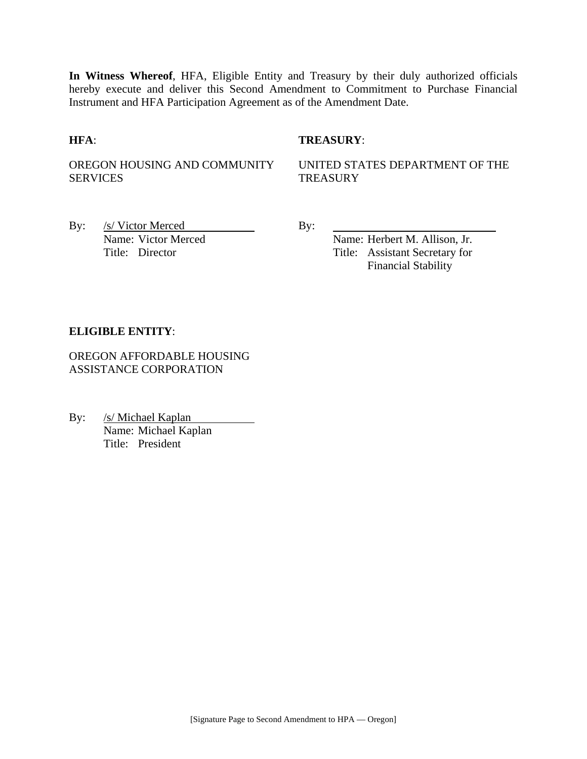**In Witness Whereof**, HFA, Eligible Entity and Treasury by their duly authorized officials hereby execute and deliver this Second Amendment to Commitment to Purchase Financial Instrument and HFA Participation Agreement as of the Amendment Date.

**HFA**:

OREGON HOUSING AND COMMUNITY SERVICES

By: /s/ Victor Merced
Name: Victor Merced
Title: Director

**TREASURY**:

UNITED STATES DEPARTMENT OF THE TREASURY

By: \_\_\_\_\_\_\_\_\_\_\_\_\_\_\_\_\_\_\_\_\_\_\_\_
Name: Herbert M. Allison, Jr.
Title: Assistant Secretary for Financial Stability

**ELIGIBLE ENTITY**:

OREGON AFFORDABLE HOUSING ASSISTANCE CORPORATION

By: /s/ Michael Kaplan
Name: Michael Kaplan
Title: President

[Signature Page to Second Amendment to HPA — Oregon]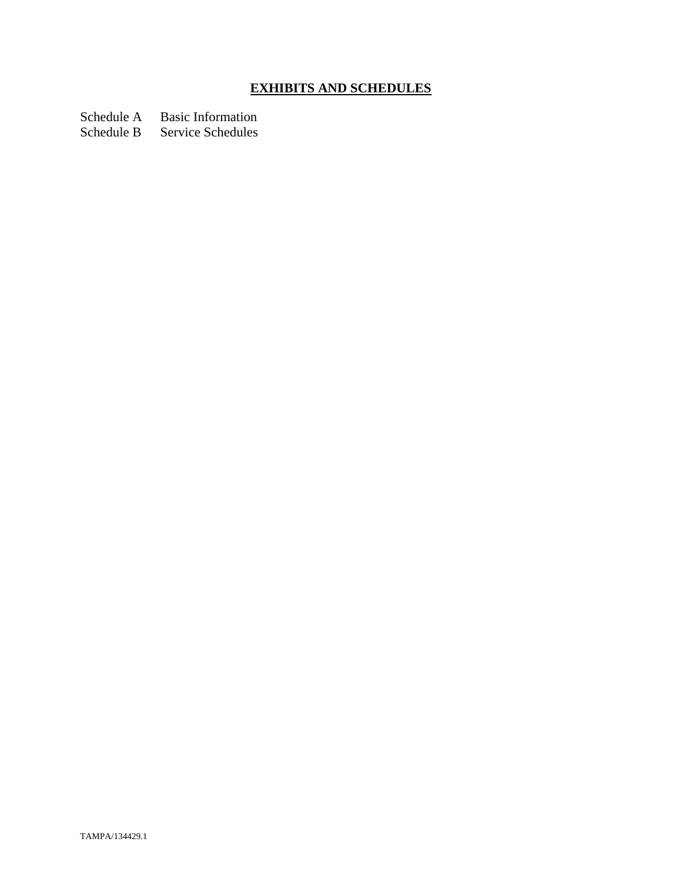# **EXHIBITS AND SCHEDULES**

Schedule A Basic Information
Schedule B Service Schedules

TAMPA/134429.1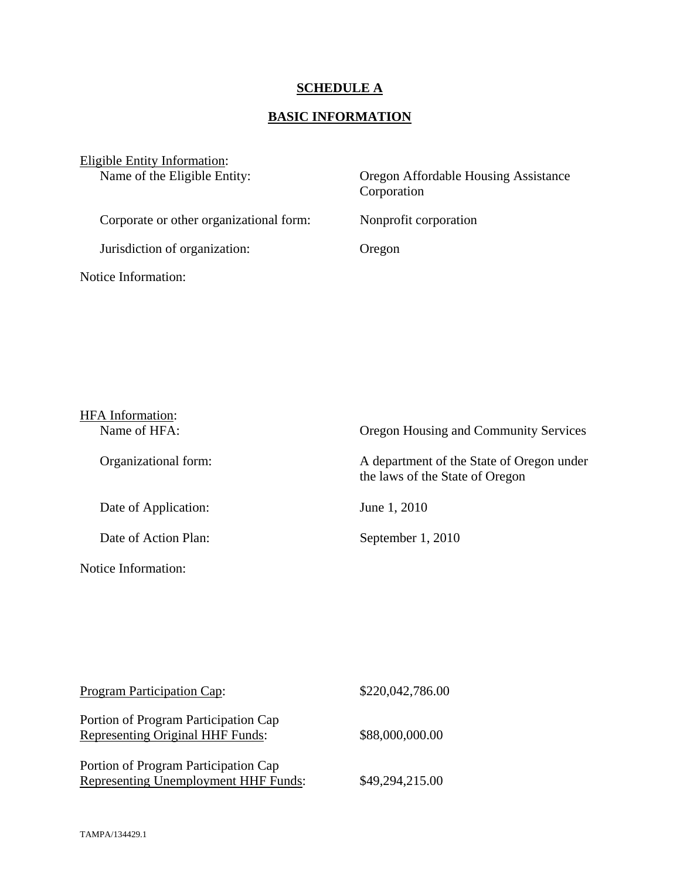# SCHEDULE A

## BASIC INFORMATION

Eligible Entity Information:

| | |
|---|---|
| Name of the Eligible Entity: | Oregon Affordable Housing Assistance Corporation |
| Corporate or other organizational form: | Nonprofit corporation |
| Jurisdiction of organization: | Oregon |

Notice Information:

HFA Information:

| | |
|---|---|
| Name of HFA: | Oregon Housing and Community Services |
| Organizational form: | A department of the State of Oregon under the laws of the State of Oregon |
| Date of Application: | June 1, 2010 |
| Date of Action Plan: | September 1, 2010 |

Notice Information:

| | |
|---|---|
| Program Participation Cap: | \$220,042,786.00 |
| Portion of Program Participation Cap Representing Original HHF Funds: | \$88,000,000.00 |
| Portion of Program Participation Cap Representing Unemployment HHF Funds: | \$49,294,215.00 |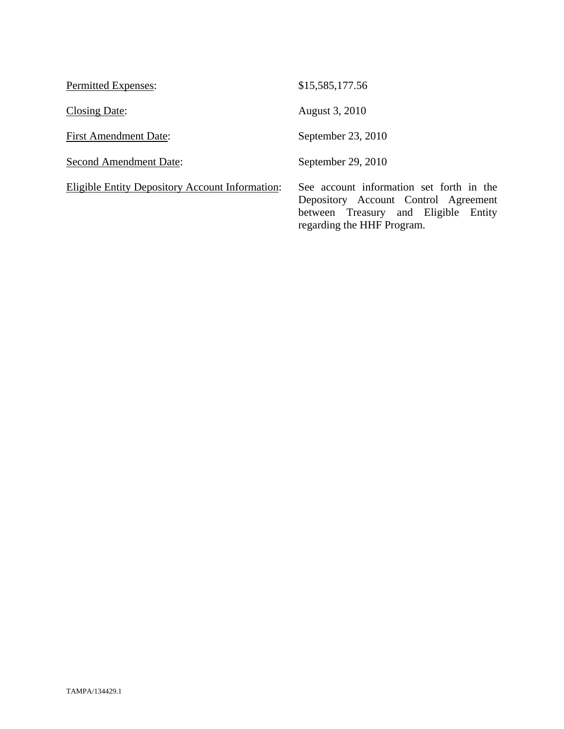| | |
|---|---|
| <u>Permitted Expenses</u>: | $15,585,177.56 |
| <u>Closing Date</u>: | August 3, 2010 |
| <u>First Amendment Date</u>: | September 23, 2010 |
| <u>Second Amendment Date</u>: | September 29, 2010 |
| <u>Eligible Entity Depository Account Information</u>: | See account information set forth in the Depository Account Control Agreement between Treasury and Eligible Entity regarding the HHF Program. |

TAMPA/134429.1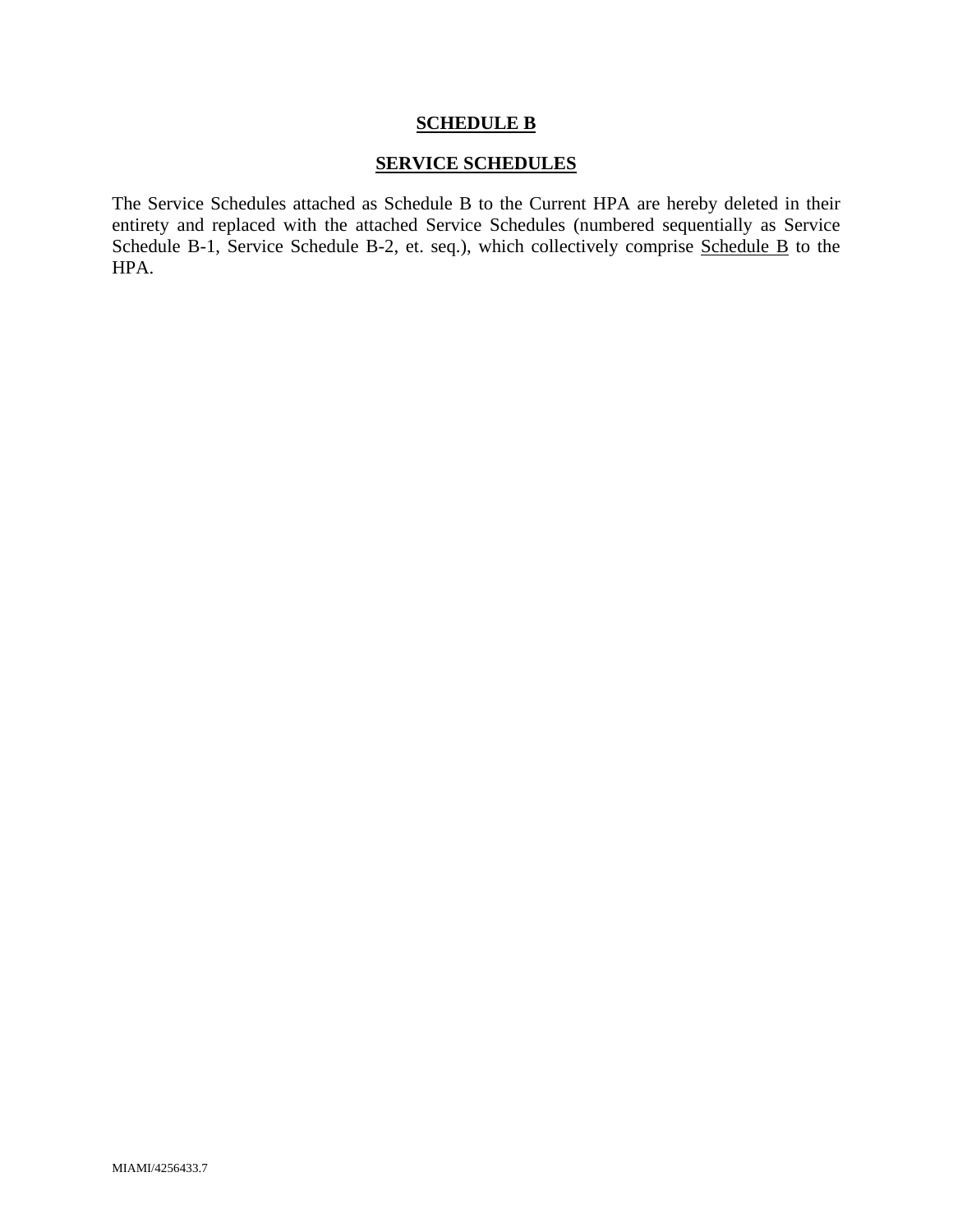**SCHEDULE B**

**SERVICE SCHEDULES**

The Service Schedules attached as Schedule B to the Current HPA are hereby deleted in their entirety and replaced with the attached Service Schedules (numbered sequentially as Service Schedule B-1, Service Schedule B-2, et. seq.), which collectively comprise Schedule B to the HPA.

MIAMI/4256433.7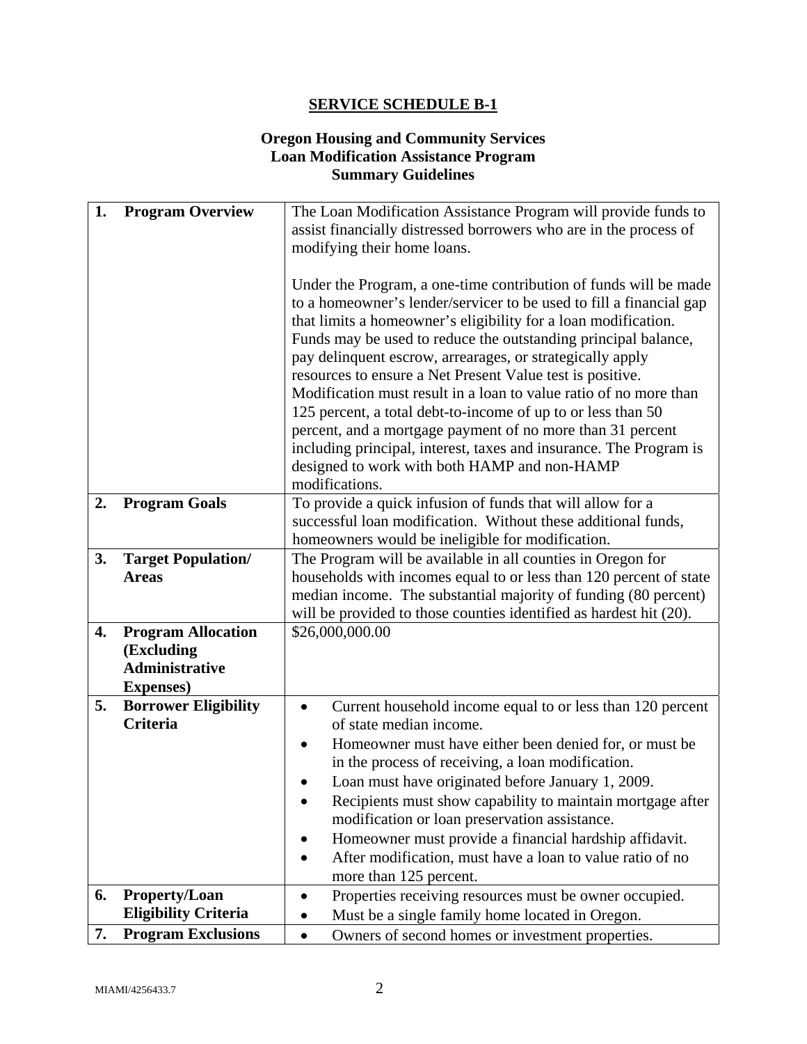# SERVICE SCHEDULE B-1

## Oregon Housing and Community Services
## Loan Modification Assistance Program
## Summary Guidelines

| | |
|---|---|
| **1. Program Overview** | The Loan Modification Assistance Program will provide funds to assist financially distressed borrowers who are in the process of modifying their home loans.<br><br>Under the Program, a one-time contribution of funds will be made to a homeowner's lender/servicer to be used to fill a financial gap that limits a homeowner's eligibility for a loan modification. Funds may be used to reduce the outstanding principal balance, pay delinquent escrow, arrearages, or strategically apply resources to ensure a Net Present Value test is positive. Modification must result in a loan to value ratio of no more than 125 percent, a total debt-to-income of up to or less than 50 percent, and a mortgage payment of no more than 31 percent including principal, interest, taxes and insurance. The Program is designed to work with both HAMP and non-HAMP modifications. |
| **2. Program Goals** | To provide a quick infusion of funds that will allow for a successful loan modification. Without these additional funds, homeowners would be ineligible for modification. |
| **3. Target Population/ Areas** | The Program will be available in all counties in Oregon for households with incomes equal to or less than 120 percent of state median income. The substantial majority of funding (80 percent) will be provided to those counties identified as hardest hit (20). |
| **4. Program Allocation (Excluding Administrative Expenses)** | $26,000,000.00 |
| **5. Borrower Eligibility Criteria** | • Current household income equal to or less than 120 percent of state median income.<br>• Homeowner must have either been denied for, or must be in the process of receiving, a loan modification.<br>• Loan must have originated before January 1, 2009.<br>• Recipients must show capability to maintain mortgage after modification or loan preservation assistance.<br>• Homeowner must provide a financial hardship affidavit.<br>• After modification, must have a loan to value ratio of no more than 125 percent. |
| **6. Property/Loan Eligibility Criteria** | • Properties receiving resources must be owner occupied.<br>• Must be a single family home located in Oregon. |
| **7. Program Exclusions** | • Owners of second homes or investment properties. |

MIAMI/4256433.7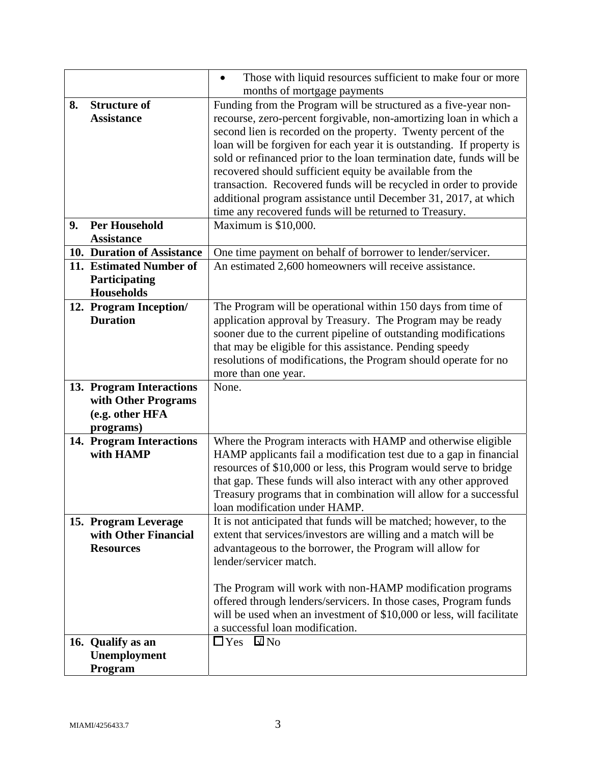| | |
|---|---|
| | • Those with liquid resources sufficient to make four or more months of mortgage payments |
| **8. Structure of Assistance** | Funding from the Program will be structured as a five-year non-recourse, zero-percent forgivable, non-amortizing loan in which a second lien is recorded on the property. Twenty percent of the loan will be forgiven for each year it is outstanding. If property is sold or refinanced prior to the loan termination date, funds will be recovered should sufficient equity be available from the transaction. Recovered funds will be recycled in order to provide additional program assistance until December 31, 2017, at which time any recovered funds will be returned to Treasury. |
| **9. Per Household Assistance** | Maximum is $10,000. |
| **10. Duration of Assistance** | One time payment on behalf of borrower to lender/servicer. |
| **11. Estimated Number of Participating Households** | An estimated 2,600 homeowners will receive assistance. |
| **12. Program Inception/ Duration** | The Program will be operational within 150 days from time of application approval by Treasury. The Program may be ready sooner due to the current pipeline of outstanding modifications that may be eligible for this assistance. Pending speedy resolutions of modifications, the Program should operate for no more than one year. |
| **13. Program Interactions with Other Programs (e.g. other HFA programs)** | None. |
| **14. Program Interactions with HAMP** | Where the Program interacts with HAMP and otherwise eligible HAMP applicants fail a modification test due to a gap in financial resources of $10,000 or less, this Program would serve to bridge that gap. These funds will also interact with any other approved Treasury programs that in combination will allow for a successful loan modification under HAMP. |
| **15. Program Leverage with Other Financial Resources** | It is not anticipated that funds will be matched; however, to the extent that services/investors are willing and a match will be advantageous to the borrower, the Program will allow for lender/servicer match.<br><br>The Program will work with non-HAMP modification programs offered through lenders/servicers. In those cases, Program funds will be used when an investment of $10,000 or less, will facilitate a successful loan modification. |
| **16. Qualify as an Unemployment Program** | ☐ Yes ☑ No |

MIAMI/4256433.7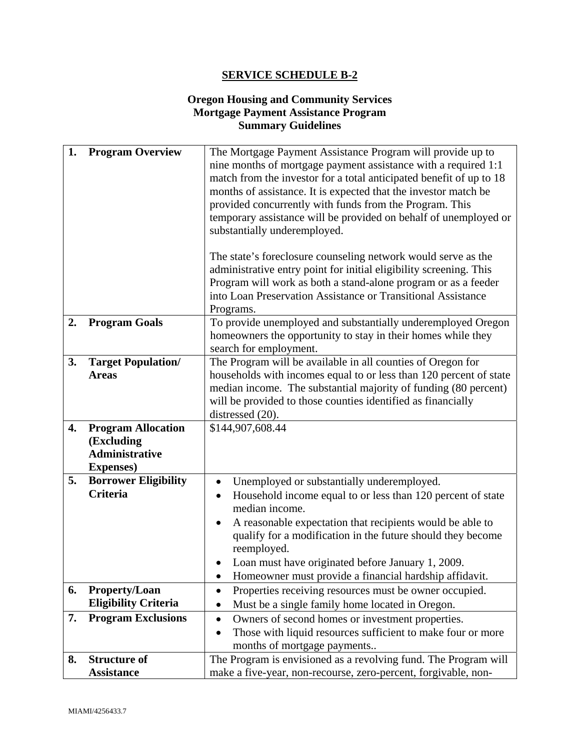## SERVICE SCHEDULE B-2

### Oregon Housing and Community Services
### Mortgage Payment Assistance Program
### Summary Guidelines

| | | |
|---|---|---|
| **1.** | **Program Overview** | The Mortgage Payment Assistance Program will provide up to nine months of mortgage payment assistance with a required 1:1 match from the investor for a total anticipated benefit of up to 18 months of assistance. It is expected that the investor match be provided concurrently with funds from the Program. This temporary assistance will be provided on behalf of unemployed or substantially underemployed.<br><br>The state's foreclosure counseling network would serve as the administrative entry point for initial eligibility screening. This Program will work as both a stand-alone program or as a feeder into Loan Preservation Assistance or Transitional Assistance Programs. |
| **2.** | **Program Goals** | To provide unemployed and substantially underemployed Oregon homeowners the opportunity to stay in their homes while they search for employment. |
| **3.** | **Target Population/ Areas** | The Program will be available in all counties of Oregon for households with incomes equal to or less than 120 percent of state median income. The substantial majority of funding (80 percent) will be provided to those counties identified as financially distressed (20). |
| **4.** | **Program Allocation (Excluding Administrative Expenses)** | $144,907,608.44 |
| **5.** | **Borrower Eligibility Criteria** | • Unemployed or substantially underemployed.<br>• Household income equal to or less than 120 percent of state median income.<br>• A reasonable expectation that recipients would be able to qualify for a modification in the future should they become reemployed.<br>• Loan must have originated before January 1, 2009.<br>• Homeowner must provide a financial hardship affidavit. |
| **6.** | **Property/Loan Eligibility Criteria** | • Properties receiving resources must be owner occupied.<br>• Must be a single family home located in Oregon. |
| **7.** | **Program Exclusions** | • Owners of second homes or investment properties.<br>• Those with liquid resources sufficient to make four or more months of mortgage payments.. |
| **8.** | **Structure of Assistance** | The Program is envisioned as a revolving fund. The Program will make a five-year, non-recourse, zero-percent, forgivable, non- |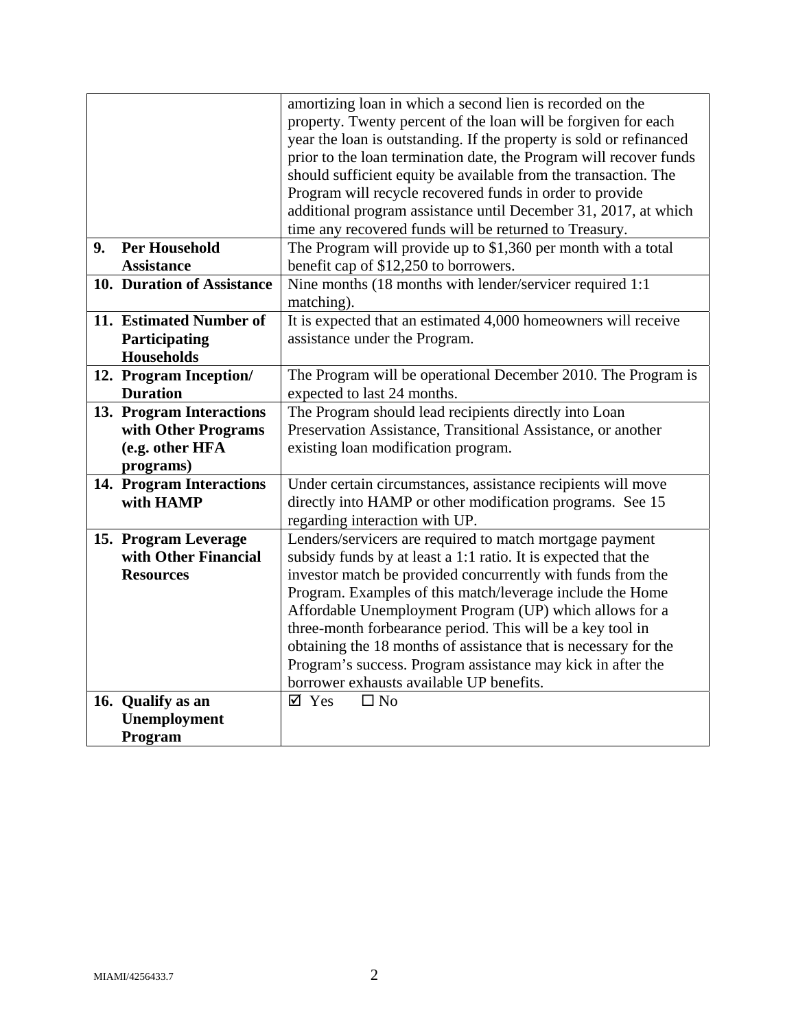| | |
|---|---|
| | amortizing loan in which a second lien is recorded on the property. Twenty percent of the loan will be forgiven for each year the loan is outstanding. If the property is sold or refinanced prior to the loan termination date, the Program will recover funds should sufficient equity be available from the transaction. The Program will recycle recovered funds in order to provide additional program assistance until December 31, 2017, at which time any recovered funds will be returned to Treasury. |
| **9. Per Household Assistance** | The Program will provide up to $1,360 per month with a total benefit cap of $12,250 to borrowers. |
| **10. Duration of Assistance** | Nine months (18 months with lender/servicer required 1:1 matching). |
| **11. Estimated Number of Participating Households** | It is expected that an estimated 4,000 homeowners will receive assistance under the Program. |
| **12. Program Inception/ Duration** | The Program will be operational December 2010. The Program is expected to last 24 months. |
| **13. Program Interactions with Other Programs (e.g. other HFA programs)** | The Program should lead recipients directly into Loan Preservation Assistance, Transitional Assistance, or another existing loan modification program. |
| **14. Program Interactions with HAMP** | Under certain circumstances, assistance recipients will move directly into HAMP or other modification programs. See 15 regarding interaction with UP. |
| **15. Program Leverage with Other Financial Resources** | Lenders/servicers are required to match mortgage payment subsidy funds by at least a 1:1 ratio. It is expected that the investor match be provided concurrently with funds from the Program. Examples of this match/leverage include the Home Affordable Unemployment Program (UP) which allows for a three-month forbearance period. This will be a key tool in obtaining the 18 months of assistance that is necessary for the Program's success. Program assistance may kick in after the borrower exhausts available UP benefits. |
| **16. Qualify as an Unemployment Program** | ☑ Yes ☐ No |

MIAMI/4256433.7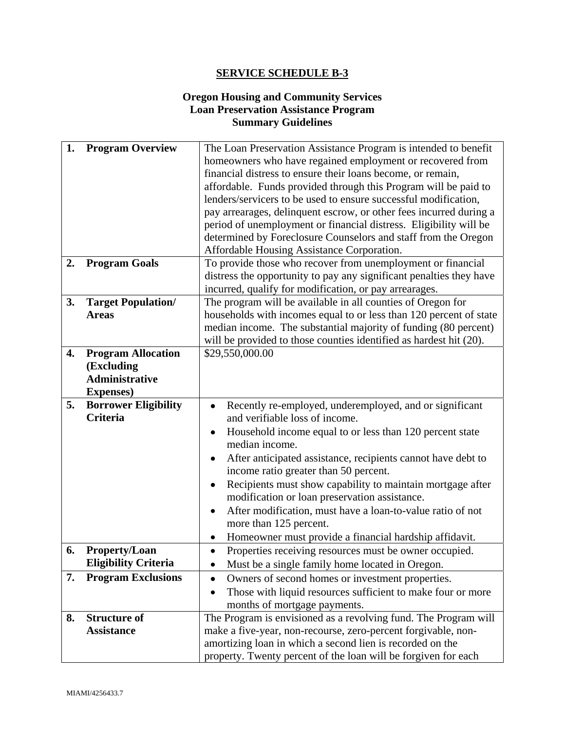# SERVICE SCHEDULE B-3

## Oregon Housing and Community Services
## Loan Preservation Assistance Program
## Summary Guidelines

| | | |
|---|---|---|
| 1. | **Program Overview** | The Loan Preservation Assistance Program is intended to benefit homeowners who have regained employment or recovered from financial distress to ensure their loans become, or remain, affordable. Funds provided through this Program will be paid to lenders/servicers to be used to ensure successful modification, pay arrearages, delinquent escrow, or other fees incurred during a period of unemployment or financial distress. Eligibility will be determined by Foreclosure Counselors and staff from the Oregon Affordable Housing Assistance Corporation. |
| 2. | **Program Goals** | To provide those who recover from unemployment or financial distress the opportunity to pay any significant penalties they have incurred, qualify for modification, or pay arrearages. |
| 3. | **Target Population/ Areas** | The program will be available in all counties of Oregon for households with incomes equal to or less than 120 percent of state median income. The substantial majority of funding (80 percent) will be provided to those counties identified as hardest hit (20). |
| 4. | **Program Allocation (Excluding Administrative Expenses)** | $29,550,000.00 |
| 5. | **Borrower Eligibility Criteria** | • Recently re-employed, underemployed, and or significant and verifiable loss of income.<br>• Household income equal to or less than 120 percent state median income.<br>• After anticipated assistance, recipients cannot have debt to income ratio greater than 50 percent.<br>• Recipients must show capability to maintain mortgage after modification or loan preservation assistance.<br>• After modification, must have a loan-to-value ratio of not more than 125 percent.<br>• Homeowner must provide a financial hardship affidavit. |
| 6. | **Property/Loan Eligibility Criteria** | • Properties receiving resources must be owner occupied.<br>• Must be a single family home located in Oregon. |
| 7. | **Program Exclusions** | • Owners of second homes or investment properties.<br>• Those with liquid resources sufficient to make four or more months of mortgage payments. |
| 8. | **Structure of Assistance** | The Program is envisioned as a revolving fund. The Program will make a five-year, non-recourse, zero-percent forgivable, non-amortizing loan in which a second lien is recorded on the property. Twenty percent of the loan will be forgiven for each |

MIAMI/4256433.7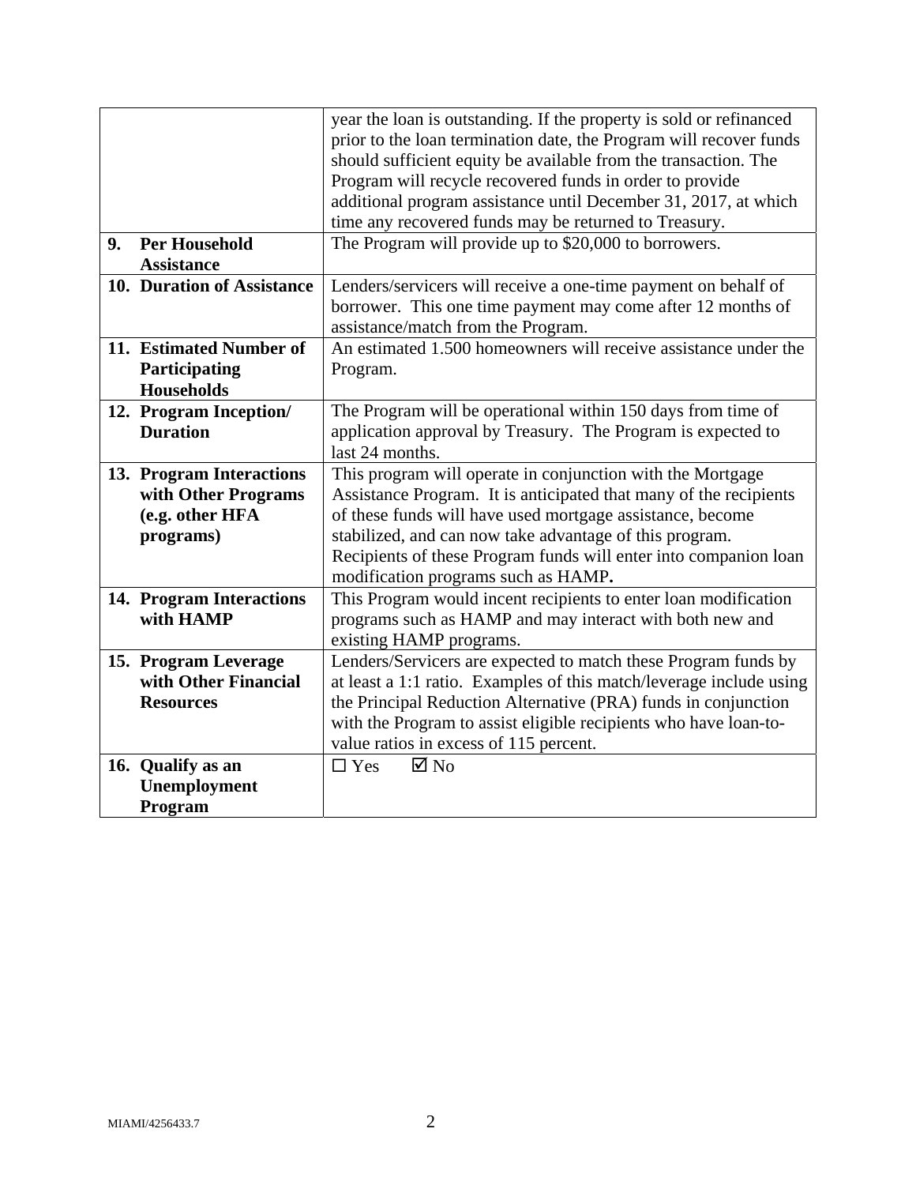| | |
|---|---|
| | year the loan is outstanding. If the property is sold or refinanced prior to the loan termination date, the Program will recover funds should sufficient equity be available from the transaction. The Program will recycle recovered funds in order to provide additional program assistance until December 31, 2017, at which time any recovered funds may be returned to Treasury. |
| **9. Per Household Assistance** | The Program will provide up to $20,000 to borrowers. |
| **10. Duration of Assistance** | Lenders/servicers will receive a one-time payment on behalf of borrower. This one time payment may come after 12 months of assistance/match from the Program. |
| **11. Estimated Number of Participating Households** | An estimated 1.500 homeowners will receive assistance under the Program. |
| **12. Program Inception/ Duration** | The Program will be operational within 150 days from time of application approval by Treasury. The Program is expected to last 24 months. |
| **13. Program Interactions with Other Programs (e.g. other HFA programs)** | This program will operate in conjunction with the Mortgage Assistance Program. It is anticipated that many of the recipients of these funds will have used mortgage assistance, become stabilized, and can now take advantage of this program. Recipients of these Program funds will enter into companion loan modification programs such as HAMP**.** |
| **14. Program Interactions with HAMP** | This Program would incent recipients to enter loan modification programs such as HAMP and may interact with both new and existing HAMP programs. |
| **15. Program Leverage with Other Financial Resources** | Lenders/Servicers are expected to match these Program funds by at least a 1:1 ratio. Examples of this match/leverage include using the Principal Reduction Alternative (PRA) funds in conjunction with the Program to assist eligible recipients who have loan-to-value ratios in excess of 115 percent. |
| **16. Qualify as an Unemployment Program** | ☐ Yes ☑ No |

MIAMI/4256433.7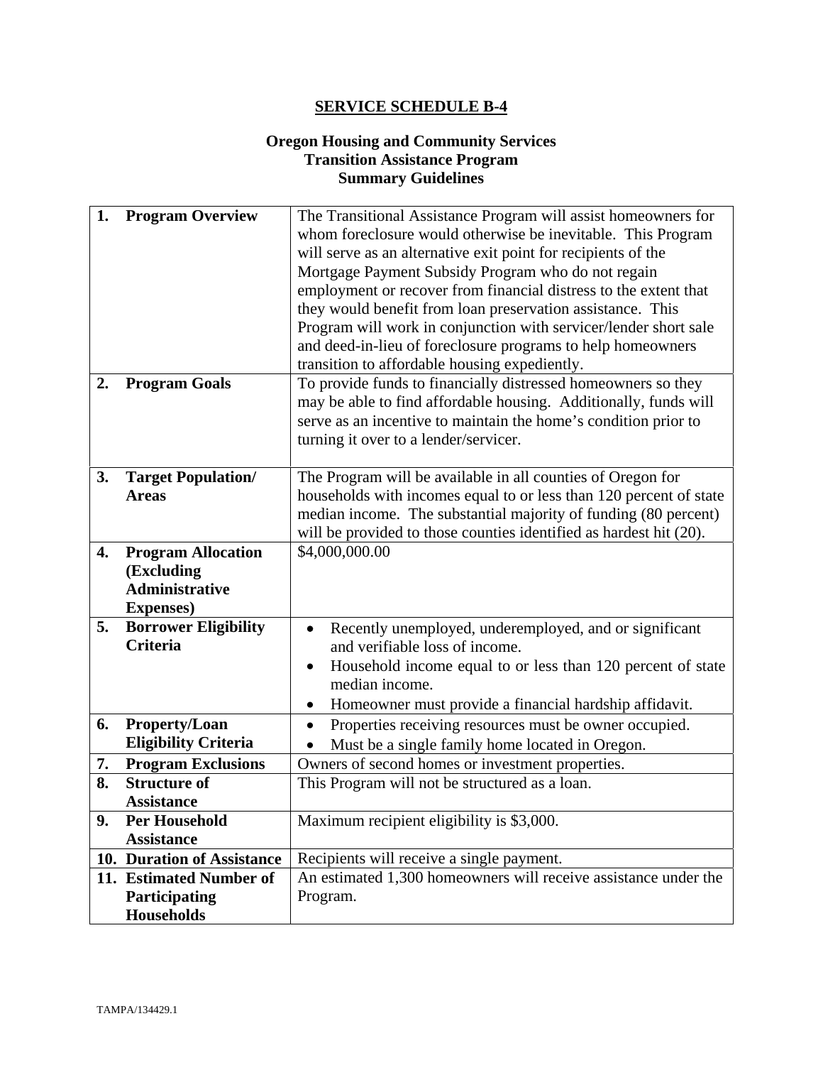# SERVICE SCHEDULE B-4

## Oregon Housing and Community Services Transition Assistance Program Summary Guidelines

| | |
|---|---|
| **1. Program Overview** | The Transitional Assistance Program will assist homeowners for whom foreclosure would otherwise be inevitable. This Program will serve as an alternative exit point for recipients of the Mortgage Payment Subsidy Program who do not regain employment or recover from financial distress to the extent that they would benefit from loan preservation assistance. This Program will work in conjunction with servicer/lender short sale and deed-in-lieu of foreclosure programs to help homeowners transition to affordable housing expediently. |
| **2. Program Goals** | To provide funds to financially distressed homeowners so they may be able to find affordable housing. Additionally, funds will serve as an incentive to maintain the home's condition prior to turning it over to a lender/servicer. |
| **3. Target Population/ Areas** | The Program will be available in all counties of Oregon for households with incomes equal to or less than 120 percent of state median income. The substantial majority of funding (80 percent) will be provided to those counties identified as hardest hit (20). |
| **4. Program Allocation (Excluding Administrative Expenses)** | $4,000,000.00 |
| **5. Borrower Eligibility Criteria** | • Recently unemployed, underemployed, and or significant and verifiable loss of income.<br>• Household income equal to or less than 120 percent of state median income.<br>• Homeowner must provide a financial hardship affidavit. |
| **6. Property/Loan Eligibility Criteria** | • Properties receiving resources must be owner occupied.<br>• Must be a single family home located in Oregon. |
| **7. Program Exclusions** | Owners of second homes or investment properties. |
| **8. Structure of Assistance** | This Program will not be structured as a loan. |
| **9. Per Household Assistance** | Maximum recipient eligibility is $3,000. |
| **10. Duration of Assistance** | Recipients will receive a single payment. |
| **11. Estimated Number of Participating Households** | An estimated 1,300 homeowners will receive assistance under the Program. |

TAMPA/134429.1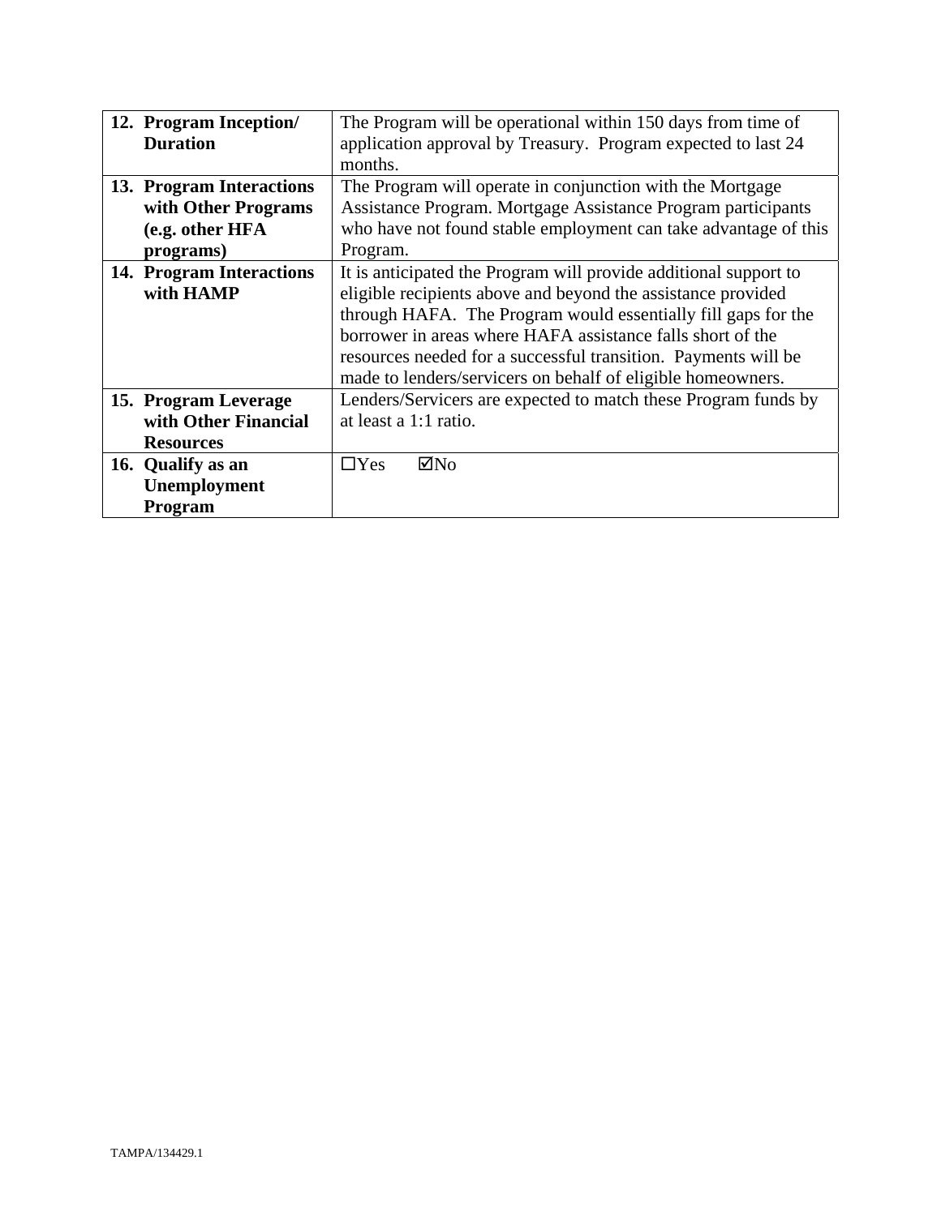| | |
|---|---|
| **12. Program Inception/ Duration** | The Program will be operational within 150 days from time of application approval by Treasury. Program expected to last 24 months. |
| **13. Program Interactions with Other Programs (e.g. other HFA programs)** | The Program will operate in conjunction with the Mortgage Assistance Program. Mortgage Assistance Program participants who have not found stable employment can take advantage of this Program. |
| **14. Program Interactions with HAMP** | It is anticipated the Program will provide additional support to eligible recipients above and beyond the assistance provided through HAFA. The Program would essentially fill gaps for the borrower in areas where HAFA assistance falls short of the resources needed for a successful transition. Payments will be made to lenders/servicers on behalf of eligible homeowners. |
| **15. Program Leverage with Other Financial Resources** | Lenders/Servicers are expected to match these Program funds by at least a 1:1 ratio. |
| **16. Qualify as an Unemployment Program** | ☐Yes ☑No |

TAMPA/134429.1